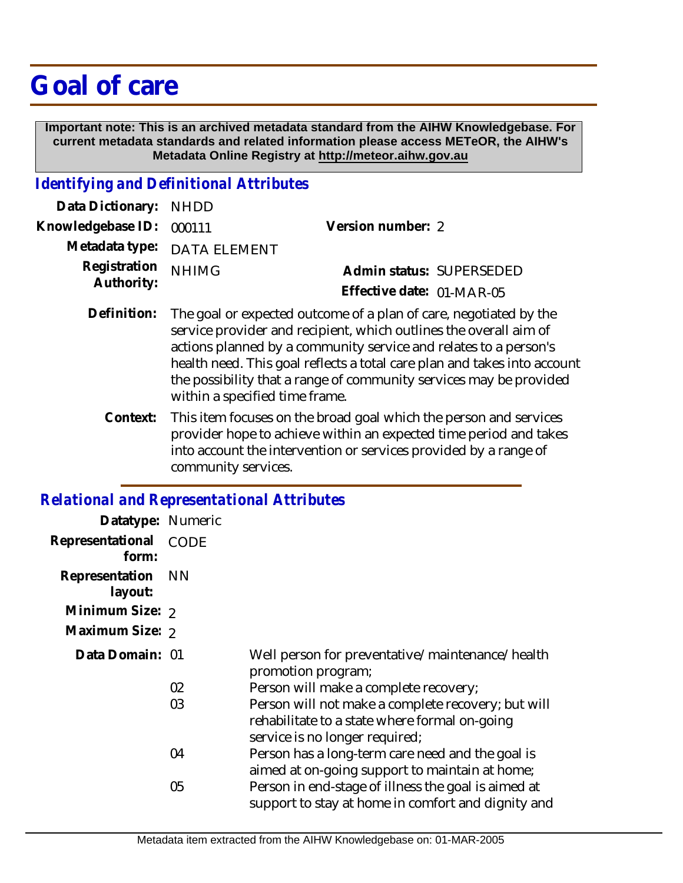# Goal of care

**Important note: This is an archived metadata standard from the AIHW Knowledgebase. For current metadata standards and related information please access METeOR, the AIHW's Metadata Online Registry at http://meteor.aihw.gov.au**

## Identifying and Definitional Attributes

**Data Dictionary:** NHDD

**Knowledgebase ID:** 000111

**Version number:** 2

**Metadata type:** DATA ELEMENT

**Registration Authority:** NHIMG

**Admin status:** SUPERSEDED

**Effective date:** 01-MAR-05

**Definition:** The goal or expected outcome of a plan of care, negotiated by the service provider and recipient, which outlines the overall aim of actions planned by a community service and relates to a person's health need. This goal reflects a total care plan and takes into account the possibility that a range of community services may be provided within a specified time frame.

**Context:** This item focuses on the broad goal which the person and services provider hope to achieve within an expected time period and takes into account the intervention or services provided by a range of community services.

## Relational and Representational Attributes

**Datatype:** Numeric

**Representational form:** CODE

**Representation layout:** NN

**Minimum Size:** 2

**Maximum Size:** 2

**Data Domain:**

- 01 Well person for preventative/maintenance/health promotion program;
- 02 Person will make a complete recovery;
- 03 Person will not make a complete recovery; but will rehabilitate to a state where formal on-going service is no longer required;
- 04 Person has a long-term care need and the goal is aimed at on-going support to maintain at home;
- 05 Person in end-stage of illness the goal is aimed at support to stay at home in comfort and dignity and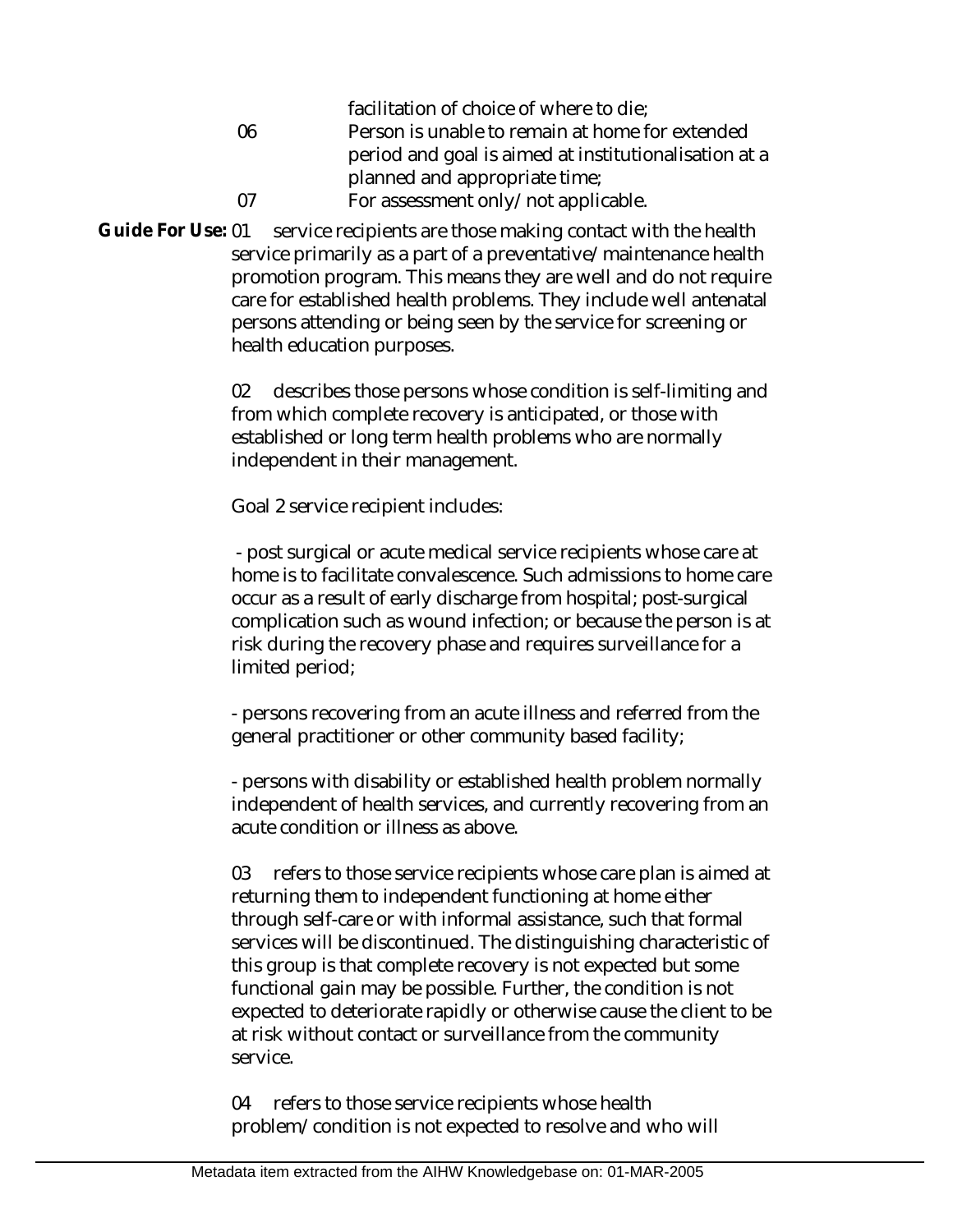facilitation of choice of where to die;

06 Person is unable to remain at home for extended period and goal is aimed at institutionalisation at a planned and appropriate time;

07 For assessment only/not applicable.

**Guide For Use:** 01 service recipients are those making contact with the health service primarily as a part of a preventative/maintenance health promotion program. This means they are well and do not require care for established health problems. They include well antenatal persons attending or being seen by the service for screening or health education purposes.

02 describes those persons whose condition is self-limiting and from which complete recovery is anticipated, or those with established or long term health problems who are normally independent in their management.

Goal 2 service recipient includes:

- post surgical or acute medical service recipients whose care at home is to facilitate convalescence. Such admissions to home care occur as a result of early discharge from hospital; post-surgical complication such as wound infection; or because the person is at risk during the recovery phase and requires surveillance for a limited period;

- persons recovering from an acute illness and referred from the general practitioner or other community based facility;

- persons with disability or established health problem normally independent of health services, and currently recovering from an acute condition or illness as above.

03 refers to those service recipients whose care plan is aimed at returning them to independent functioning at home either through self-care or with informal assistance, such that formal services will be discontinued. The distinguishing characteristic of this group is that complete recovery is not expected but some functional gain may be possible. Further, the condition is not expected to deteriorate rapidly or otherwise cause the client to be at risk without contact or surveillance from the community service.

04 refers to those service recipients whose health problem/condition is not expected to resolve and who will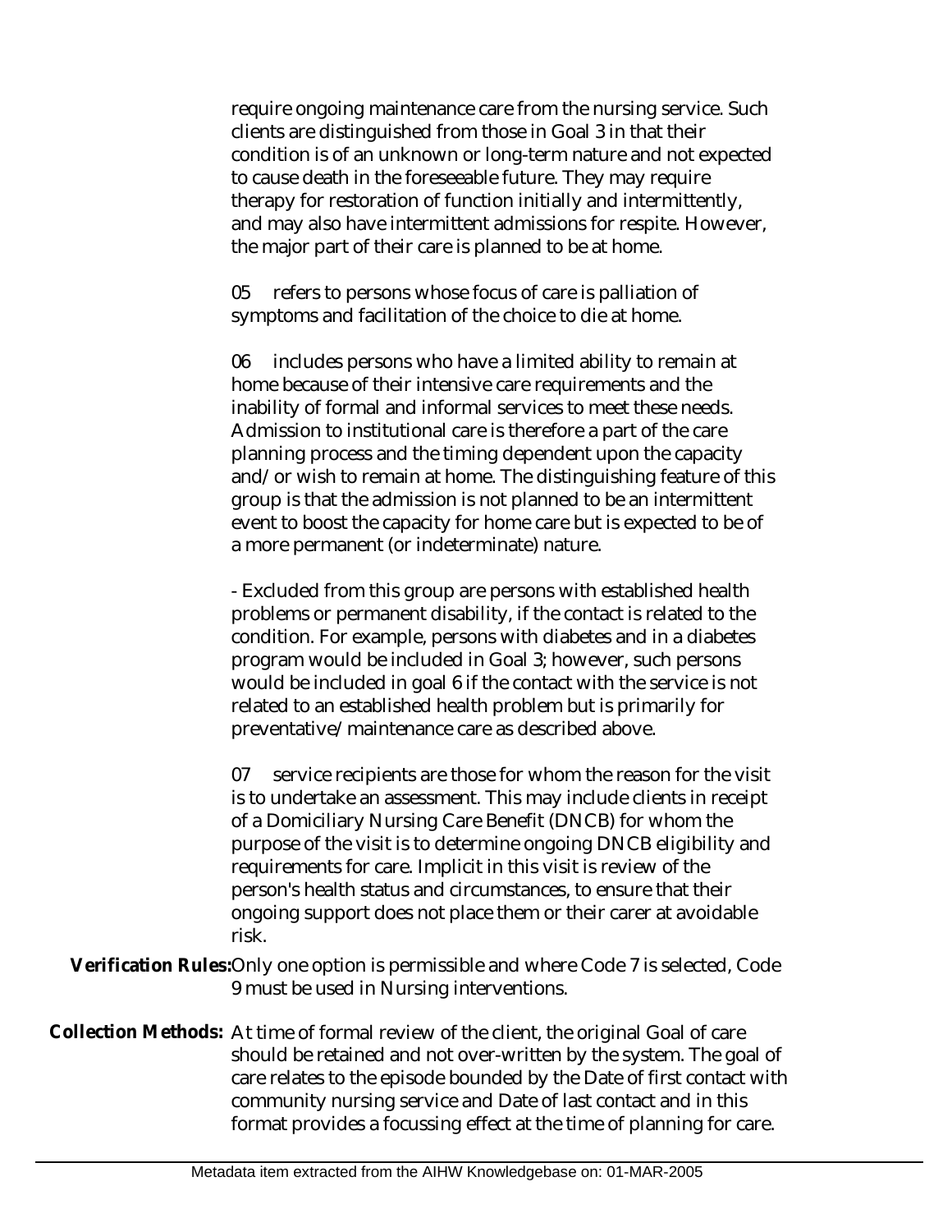require ongoing maintenance care from the nursing service. Such clients are distinguished from those in Goal 3 in that their condition is of an unknown or long-term nature and not expected to cause death in the foreseeable future. They may require therapy for restoration of function initially and intermittently, and may also have intermittent admissions for respite. However, the major part of their care is planned to be at home.

05 refers to persons whose focus of care is palliation of symptoms and facilitation of the choice to die at home.

06 includes persons who have a limited ability to remain at home because of their intensive care requirements and the inability of formal and informal services to meet these needs. Admission to institutional care is therefore a part of the care planning process and the timing dependent upon the capacity and/or wish to remain at home. The distinguishing feature of this group is that the admission is not planned to be an intermittent event to boost the capacity for home care but is expected to be of a more permanent (or indeterminate) nature.

- Excluded from this group are persons with established health problems or permanent disability, if the contact is related to the condition. For example, persons with diabetes and in a diabetes program would be included in Goal 3; however, such persons would be included in goal 6 if the contact with the service is not related to an established health problem but is primarily for preventative/maintenance care as described above.

07 service recipients are those for whom the reason for the visit is to undertake an assessment. This may include clients in receipt of a Domiciliary Nursing Care Benefit (DNCB) for whom the purpose of the visit is to determine ongoing DNCB eligibility and requirements for care. Implicit in this visit is review of the person's health status and circumstances, to ensure that their ongoing support does not place them or their carer at avoidable risk.

**Verification Rules:** Only one option is permissible and where Code 7 is selected, Code 9 must be used in Nursing interventions.

**Collection Methods:** At time of formal review of the client, the original Goal of care should be retained and not over-written by the system. The goal of care relates to the episode bounded by the Date of first contact with community nursing service and Date of last contact and in this format provides a focussing effect at the time of planning for care.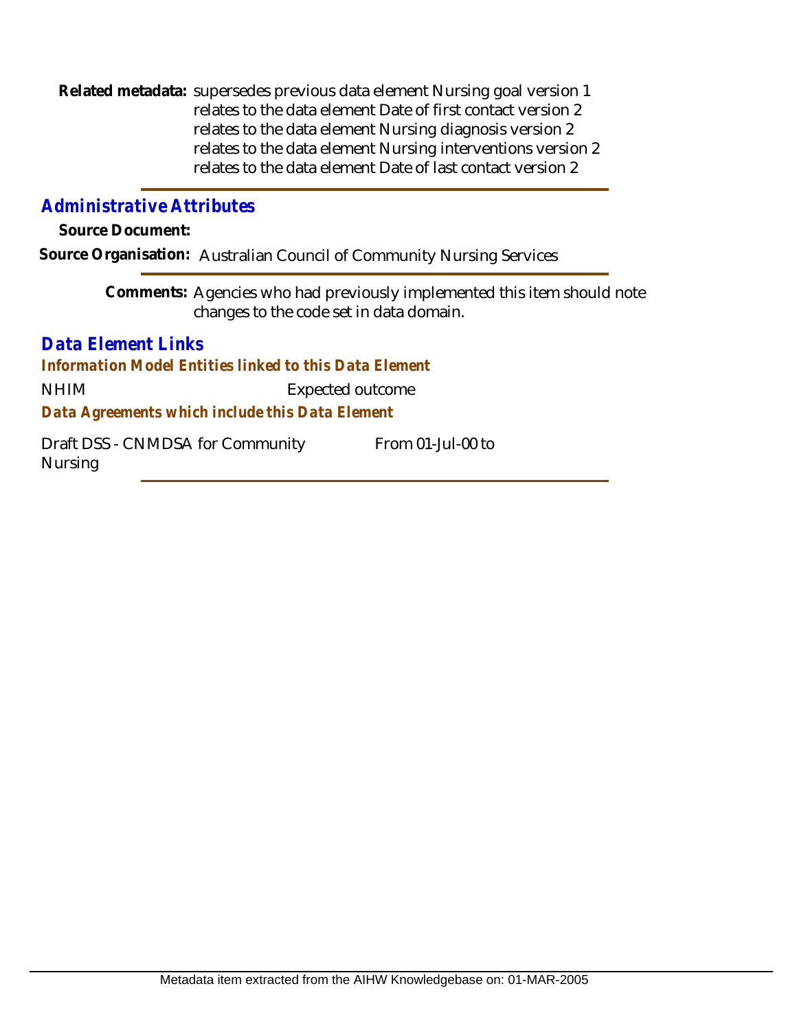**Related metadata:** supersedes previous data element Nursing goal version 1
relates to the data element Date of first contact version 2
relates to the data element Nursing diagnosis version 2
relates to the data element Nursing interventions version 2
relates to the data element Date of last contact version 2

## Administrative Attributes

**Source Document:**

**Source Organisation:** Australian Council of Community Nursing Services

**Comments:** Agencies who had previously implemented this item should note changes to the code set in data domain.

## Data Element Links

### *Information Model Entities linked to this Data Element*

| | |
|---|---|
| NHIM | Expected outcome |

### *Data Agreements which include this Data Element*

| | |
|---|---|
| Draft DSS - CNMDSA for Community Nursing | From 01-Jul-00 to |